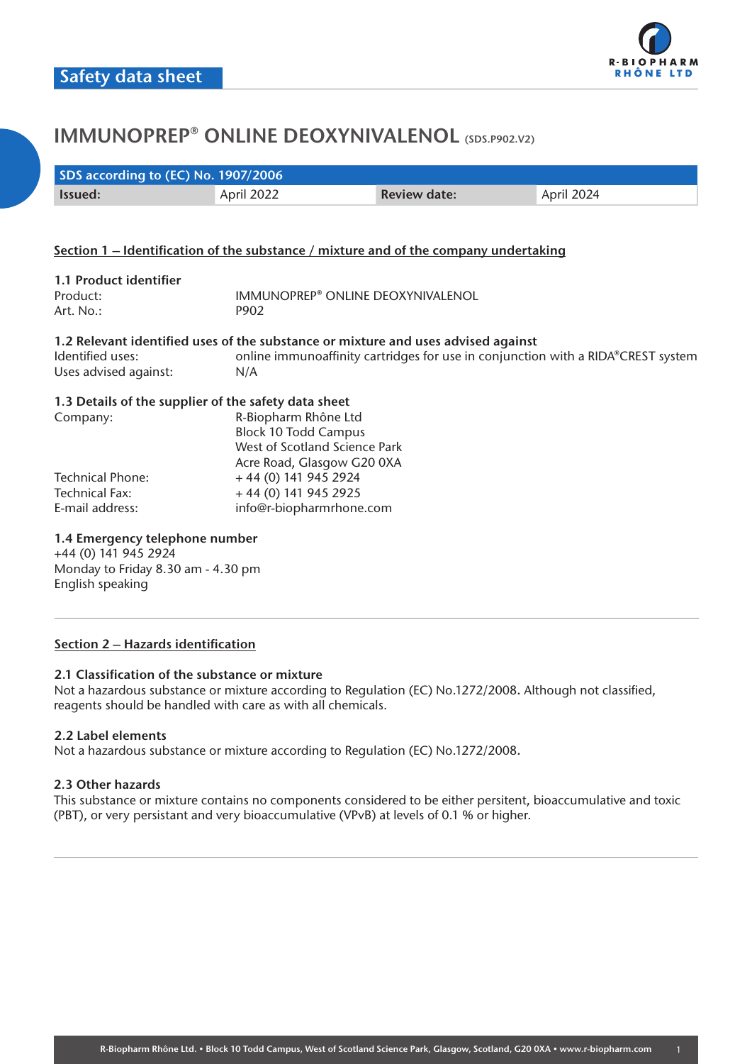Safety data sheet

# IMMUNOPREP® ONLINE DEOXYNIVALENOL (SDS.P902.V2)

| SDS according to (EC) No. 1907/2006 | | | |
|---|---|---|---|
| **Issued:** | April 2022 | **Review date:** | April 2024 |

## Section 1 – Identification of the substance / mixture and of the company undertaking

### 1.1 Product identifier

| | |
|---|---|
| Product: | IMMUNOPREP® ONLINE DEOXYNIVALENOL |
| Art. No.: | P902 |

### 1.2 Relevant identified uses of the substance or mixture and uses advised against

| | |
|---|---|
| Identified uses: | online immunoaffinity cartridges for use in conjunction with a RIDA®CREST system |
| Uses advised against: | N/A |

### 1.3 Details of the supplier of the safety data sheet

| | |
|---|---|
| Company: | R-Biopharm Rhône Ltd<br>Block 10 Todd Campus<br>West of Scotland Science Park<br>Acre Road, Glasgow G20 0XA |
| Technical Phone: | + 44 (0) 141 945 2924 |
| Technical Fax: | + 44 (0) 141 945 2925 |
| E-mail address: | info@r-biopharmrhone.com |

### 1.4 Emergency telephone number

+44 (0) 141 945 2924
Monday to Friday 8.30 am - 4.30 pm
English speaking

## Section 2 – Hazards identification

### 2.1 Classification of the substance or mixture

Not a hazardous substance or mixture according to Regulation (EC) No.1272/2008. Although not classified, reagents should be handled with care as with all chemicals.

### 2.2 Label elements

Not a hazardous substance or mixture according to Regulation (EC) No.1272/2008.

### 2.3 Other hazards

This substance or mixture contains no components considered to be either persitent, bioaccumulative and toxic (PBT), or very persistant and very bioaccumulative (VPvB) at levels of 0.1 % or higher.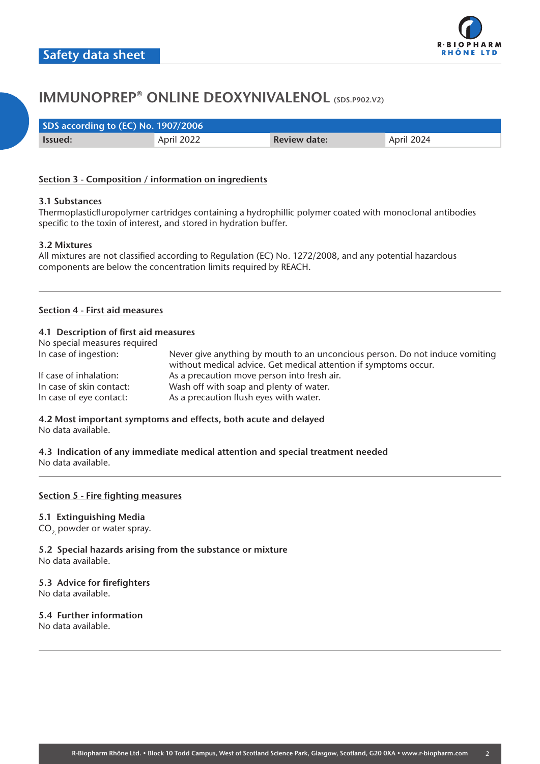Safety data sheet

# IMMUNOPREP® ONLINE DEOXYNIVALENOL (SDS.P902.V2)

| SDS according to (EC) No. 1907/2006 | | | |
|---|---|---|---|
| **Issued:** | April 2022 | **Review date:** | April 2024 |

## Section 3 - Composition / information on ingredients

### 3.1 Substances

Thermoplasticfluropolymer cartridges containing a hydrophillic polymer coated with monoclonal antibodies specific to the toxin of interest, and stored in hydration buffer.

### 3.2 Mixtures

All mixtures are not classified according to Regulation (EC) No. 1272/2008, and any potential hazardous components are below the concentration limits required by REACH.

## Section 4 - First aid measures

### 4.1 Description of first aid measures

No special measures required

| | |
|---|---|
| In case of ingestion: | Never give anything by mouth to an unconcious person. Do not induce vomiting without medical advice. Get medical attention if symptoms occur. |
| If case of inhalation: | As a precaution move person into fresh air. |
| In case of skin contact: | Wash off with soap and plenty of water. |
| In case of eye contact: | As a precaution flush eyes with water. |

### 4.2 Most important symptoms and effects, both acute and delayed

No data available.

### 4.3 Indication of any immediate medical attention and special treatment needed

No data available.

## Section 5 - Fire fighting measures

### 5.1 Extinguishing Media

$CO_2$, powder or water spray.

### 5.2 Special hazards arising from the substance or mixture

No data available.

### 5.3 Advice for firefighters

No data available.

### 5.4 Further information

No data available.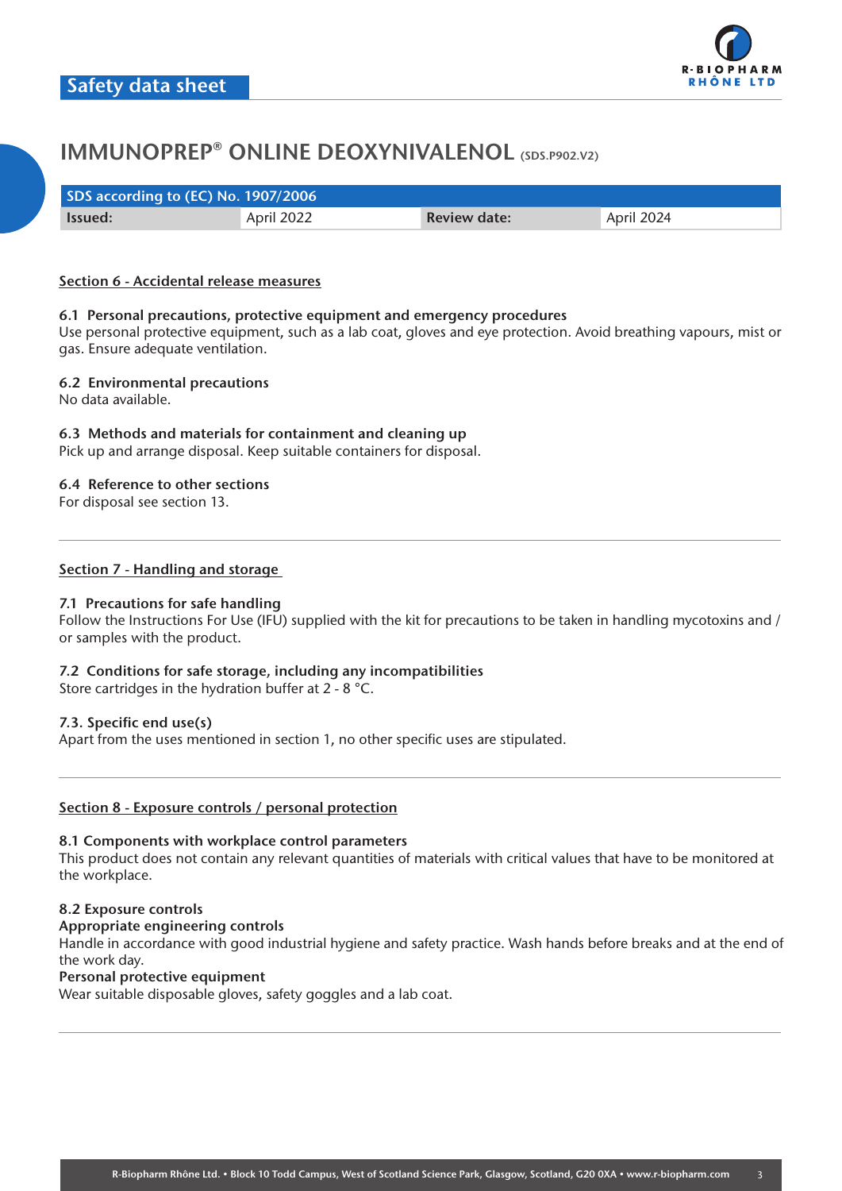# IMMUNOPREP® ONLINE DEOXYNIVALENOL (SDS.P902.V2)

| SDS according to (EC) No. 1907/2006 | | | |
|---|---|---|---|
| **Issued:** | April 2022 | **Review date:** | April 2024 |

## Section 6 - Accidental release measures

### 6.1 Personal precautions, protective equipment and emergency procedures
Use personal protective equipment, such as a lab coat, gloves and eye protection. Avoid breathing vapours, mist or gas. Ensure adequate ventilation.

### 6.2 Environmental precautions
No data available.

### 6.3 Methods and materials for containment and cleaning up
Pick up and arrange disposal. Keep suitable containers for disposal.

### 6.4 Reference to other sections
For disposal see section 13.

## Section 7 - Handling and storage

### 7.1 Precautions for safe handling
Follow the Instructions For Use (IFU) supplied with the kit for precautions to be taken in handling mycotoxins and / or samples with the product.

### 7.2 Conditions for safe storage, including any incompatibilities
Store cartridges in the hydration buffer at 2 - 8 °C.

### 7.3. Specific end use(s)
Apart from the uses mentioned in section 1, no other specific uses are stipulated.

## Section 8 - Exposure controls / personal protection

### 8.1 Components with workplace control parameters
This product does not contain any relevant quantities of materials with critical values that have to be monitored at the workplace.

### 8.2 Exposure controls
**Appropriate engineering controls**
Handle in accordance with good industrial hygiene and safety practice. Wash hands before breaks and at the end of the work day.

**Personal protective equipment**
Wear suitable disposable gloves, safety goggles and a lab coat.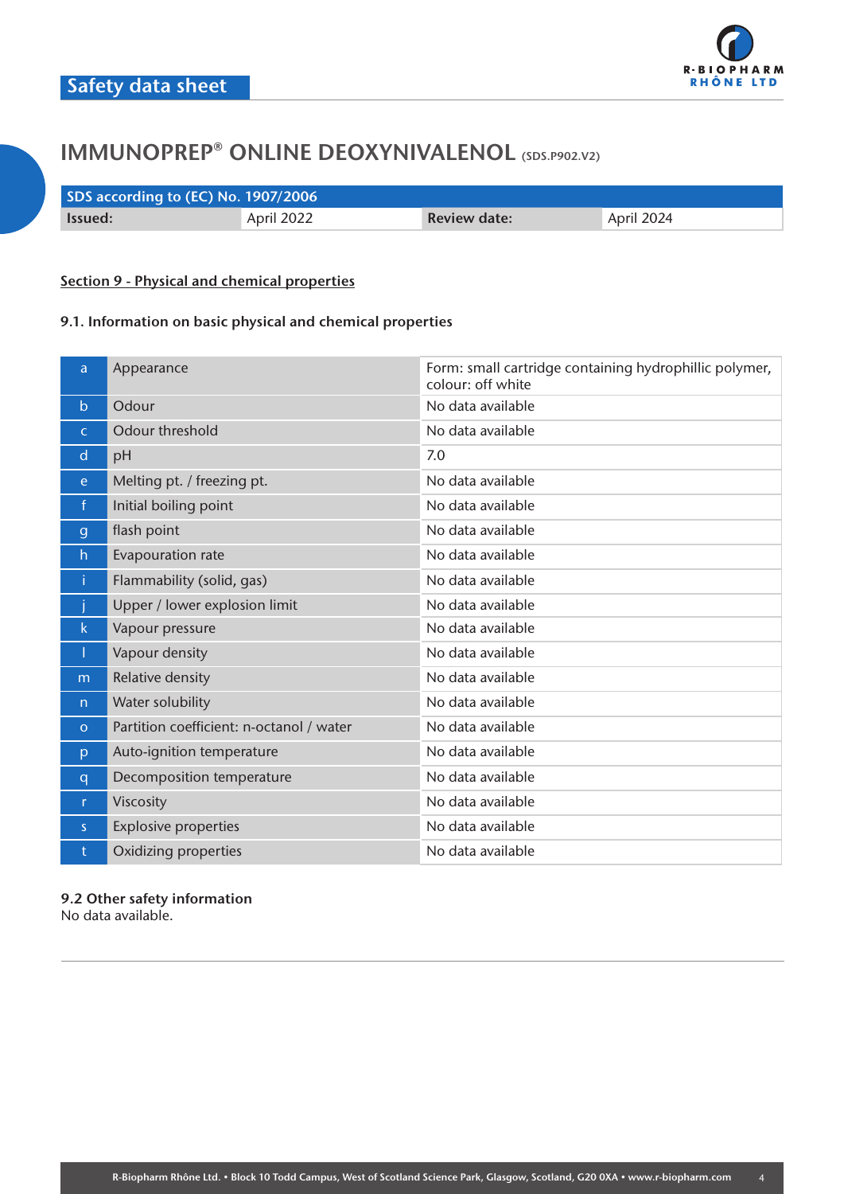## IMMUNOPREP® ONLINE DEOXYNIVALENOL (SDS.P902.V2)

| SDS according to (EC) No. 1907/2006 | | | |
|---|---|---|---|
| **Issued:** | April 2022 | **Review date:** | April 2024 |

### Section 9 - Physical and chemical properties

#### 9.1. Information on basic physical and chemical properties

| | | |
|---|---|---|
| a | Appearance | Form: small cartridge containing hydrophillic polymer, colour: off white |
| b | Odour | No data available |
| c | Odour threshold | No data available |
| d | pH | 7.0 |
| e | Melting pt. / freezing pt. | No data available |
| f | Initial boiling point | No data available |
| g | flash point | No data available |
| h | Evapouration rate | No data available |
| i | Flammability (solid, gas) | No data available |
| j | Upper / lower explosion limit | No data available |
| k | Vapour pressure | No data available |
| l | Vapour density | No data available |
| m | Relative density | No data available |
| n | Water solubility | No data available |
| o | Partition coefficient: n-octanol / water | No data available |
| p | Auto-ignition temperature | No data available |
| q | Decomposition temperature | No data available |
| r | Viscosity | No data available |
| s | Explosive properties | No data available |
| t | Oxidizing properties | No data available |

#### 9.2 Other safety information

No data available.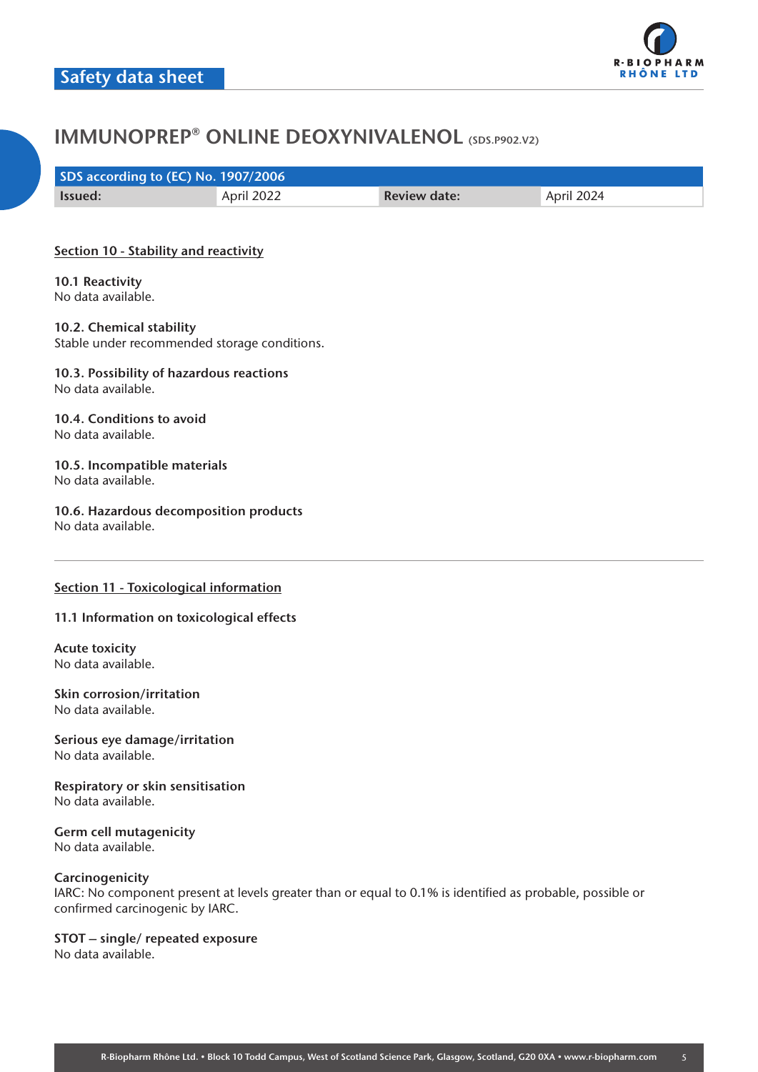## Section 10 - Stability and reactivity

**10.1 Reactivity**
No data available.

**10.2. Chemical stability**
Stable under recommended storage conditions.

**10.3. Possibility of hazardous reactions**
No data available.

**10.4. Conditions to avoid**
No data available.

**10.5. Incompatible materials**
No data available.

**10.6. Hazardous decomposition products**
No data available.

---

## Section 11 - Toxicological information

**11.1 Information on toxicological effects**

**Acute toxicity**
No data available.

**Skin corrosion/irritation**
No data available.

**Serious eye damage/irritation**
No data available.

**Respiratory or skin sensitisation**
No data available.

**Germ cell mutagenicity**
No data available.

**Carcinogenicity**
IARC: No component present at levels greater than or equal to 0.1% is identified as probable, possible or confirmed carcinogenic by IARC.

**STOT – single/ repeated exposure**
No data available.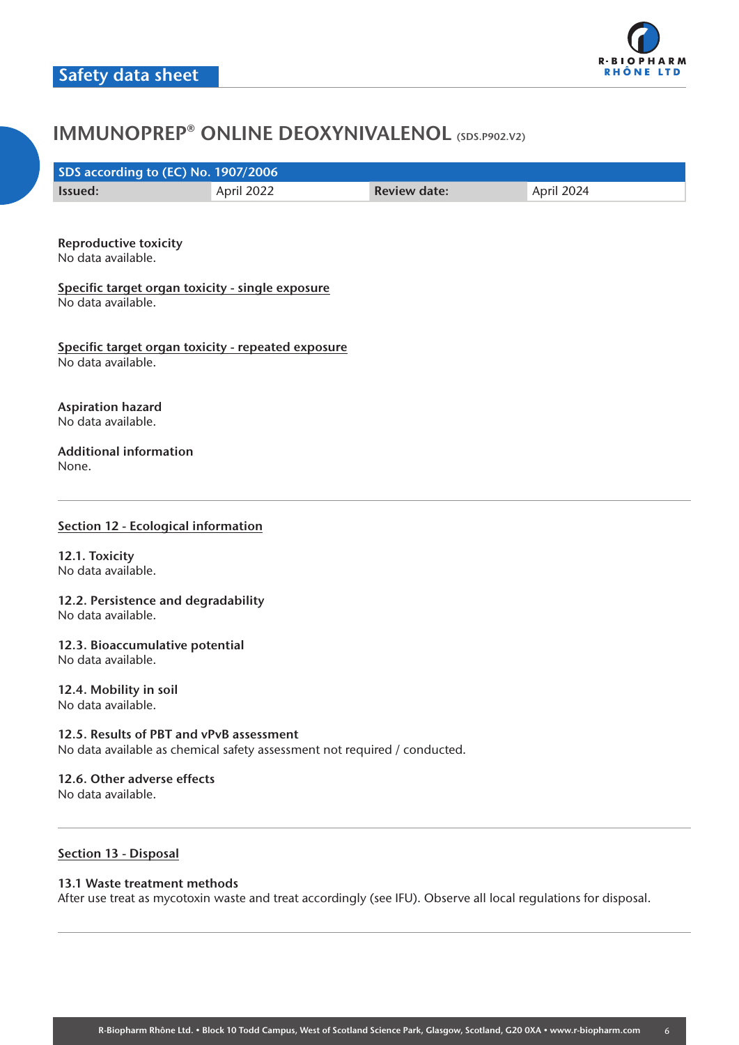**Reproductive toxicity**
No data available.

**Specific target organ toxicity - single exposure**
No data available.

**Specific target organ toxicity - repeated exposure**
No data available.

**Aspiration hazard**
No data available.

**Additional information**
None.

---

## Section 12 - Ecological information

**12.1. Toxicity**
No data available.

**12.2. Persistence and degradability**
No data available.

**12.3. Bioaccumulative potential**
No data available.

**12.4. Mobility in soil**
No data available.

**12.5. Results of PBT and vPvB assessment**
No data available as chemical safety assessment not required / conducted.

**12.6. Other adverse effects**
No data available.

---

## Section 13 - Disposal

**13.1 Waste treatment methods**
After use treat as mycotoxin waste and treat accordingly (see IFU). Observe all local regulations for disposal.

---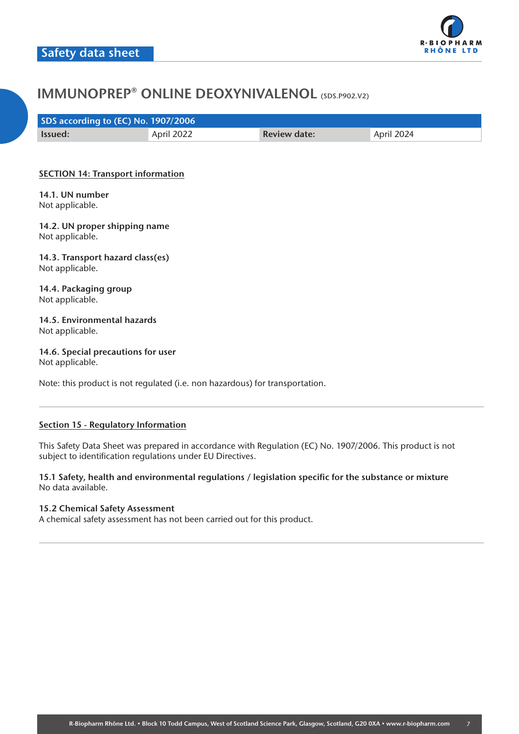## SECTION 14: Transport information

**14.1. UN number**
Not applicable.

**14.2. UN proper shipping name**
Not applicable.

**14.3. Transport hazard class(es)**
Not applicable.

**14.4. Packaging group**
Not applicable.

**14.5. Environmental hazards**
Not applicable.

**14.6. Special precautions for user**
Not applicable.

Note: this product is not regulated (i.e. non hazardous) for transportation.

---

## Section 15 - Regulatory Information

This Safety Data Sheet was prepared in accordance with Regulation (EC) No. 1907/2006. This product is not subject to identification regulations under EU Directives.

**15.1 Safety, health and environmental regulations / legislation specific for the substance or mixture**
No data available.

**15.2 Chemical Safety Assessment**
A chemical safety assessment has not been carried out for this product.

---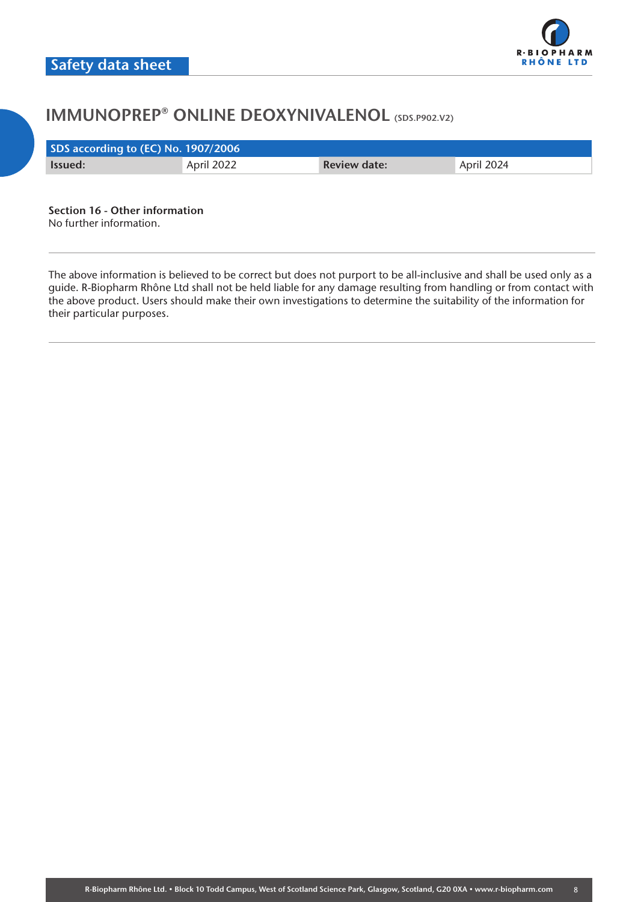# IMMUNOPREP® ONLINE DEOXYNIVALENOL (SDS.P902.V2)

| SDS according to (EC) No. 1907/2006 | | | |
|---|---|---|---|
| **Issued:** | April 2022 | **Review date:** | April 2024 |

**Section 16 - Other information**

No further information.

---

The above information is believed to be correct but does not purport to be all-inclusive and shall be used only as a guide. R-Biopharm Rhône Ltd shall not be held liable for any damage resulting from handling or from contact with the above product. Users should make their own investigations to determine the suitability of the information for their particular purposes.

---